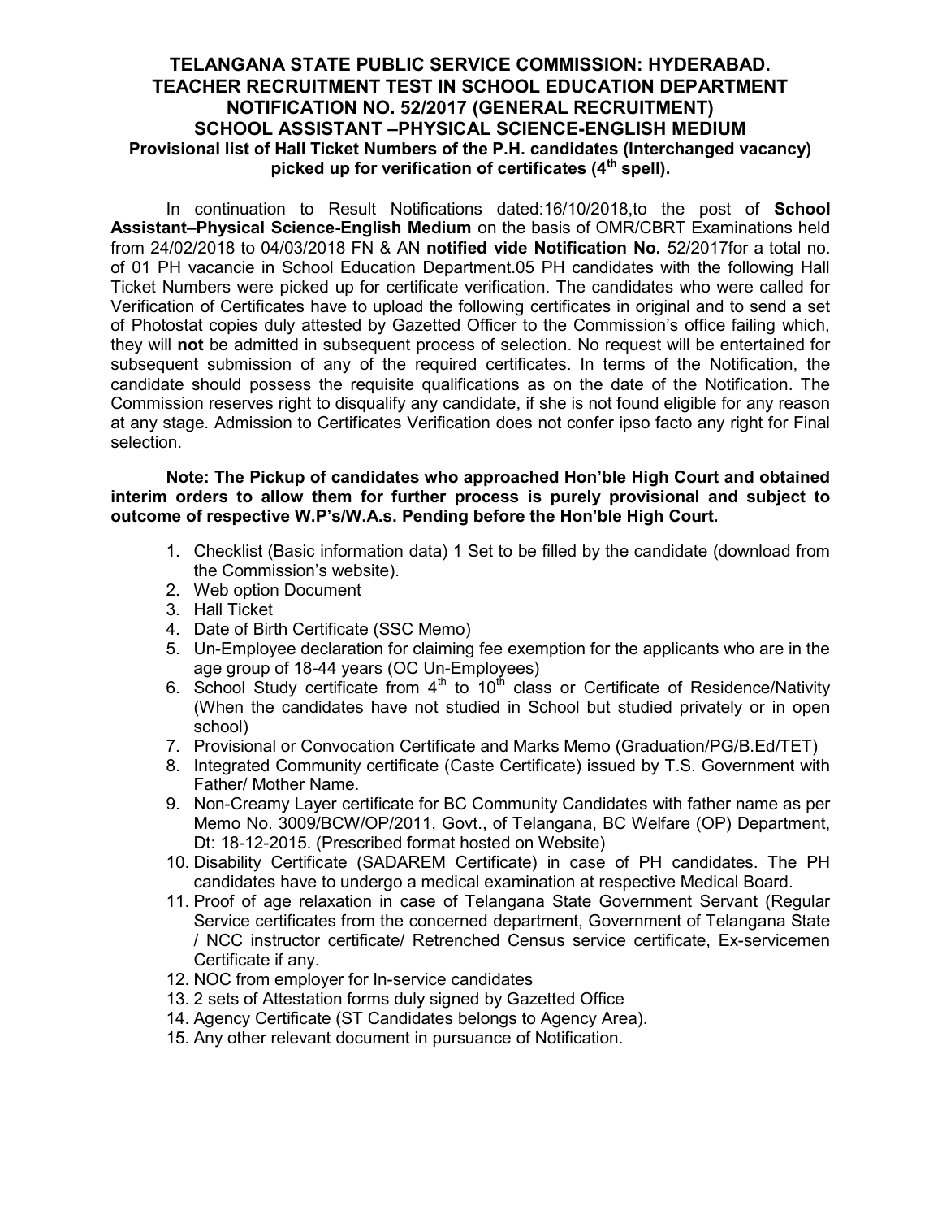# TELANGANA STATE PUBLIC SERVICE COMMISSION: HYDERABAD.
## TEACHER RECRUITMENT TEST IN SCHOOL EDUCATION DEPARTMENT
## NOTIFICATION NO. 52/2017 (GENERAL RECRUITMENT)
## SCHOOL ASSISTANT –PHYSICAL SCIENCE-ENGLISH MEDIUM
### Provisional list of Hall Ticket Numbers of the P.H. candidates (Interchanged vacancy) picked up for verification of certificates (4th spell).

In continuation to Result Notifications dated:16/10/2018,to the post of **School Assistant–Physical Science-English Medium** on the basis of OMR/CBRT Examinations held from 24/02/2018 to 04/03/2018 FN & AN **notified vide Notification No.** 52/2017for a total no. of 01 PH vacancie in School Education Department.05 PH candidates with the following Hall Ticket Numbers were picked up for certificate verification. The candidates who were called for Verification of Certificates have to upload the following certificates in original and to send a set of Photostat copies duly attested by Gazetted Officer to the Commission's office failing which, they will **not** be admitted in subsequent process of selection. No request will be entertained for subsequent submission of any of the required certificates. In terms of the Notification, the candidate should possess the requisite qualifications as on the date of the Notification. The Commission reserves right to disqualify any candidate, if she is not found eligible for any reason at any stage. Admission to Certificates Verification does not confer ipso facto any right for Final selection.

**Note: The Pickup of candidates who approached Hon'ble High Court and obtained interim orders to allow them for further process is purely provisional and subject to outcome of respective W.P's/W.A.s. Pending before the Hon'ble High Court.**

1. Checklist (Basic information data) 1 Set to be filled by the candidate (download from the Commission's website).
2. Web option Document
3. Hall Ticket
4. Date of Birth Certificate (SSC Memo)
5. Un-Employee declaration for claiming fee exemption for the applicants who are in the age group of 18-44 years (OC Un-Employees)
6. School Study certificate from 4th to 10th class or Certificate of Residence/Nativity (When the candidates have not studied in School but studied privately or in open school)
7. Provisional or Convocation Certificate and Marks Memo (Graduation/PG/B.Ed/TET)
8. Integrated Community certificate (Caste Certificate) issued by T.S. Government with Father/ Mother Name.
9. Non-Creamy Layer certificate for BC Community Candidates with father name as per Memo No. 3009/BCW/OP/2011, Govt., of Telangana, BC Welfare (OP) Department, Dt: 18-12-2015. (Prescribed format hosted on Website)
10. Disability Certificate (SADAREM Certificate) in case of PH candidates. The PH candidates have to undergo a medical examination at respective Medical Board.
11. Proof of age relaxation in case of Telangana State Government Servant (Regular Service certificates from the concerned department, Government of Telangana State / NCC instructor certificate/ Retrenched Census service certificate, Ex-servicemen Certificate if any.
12. NOC from employer for In-service candidates
13. 2 sets of Attestation forms duly signed by Gazetted Office
14. Agency Certificate (ST Candidates belongs to Agency Area).
15. Any other relevant document in pursuance of Notification.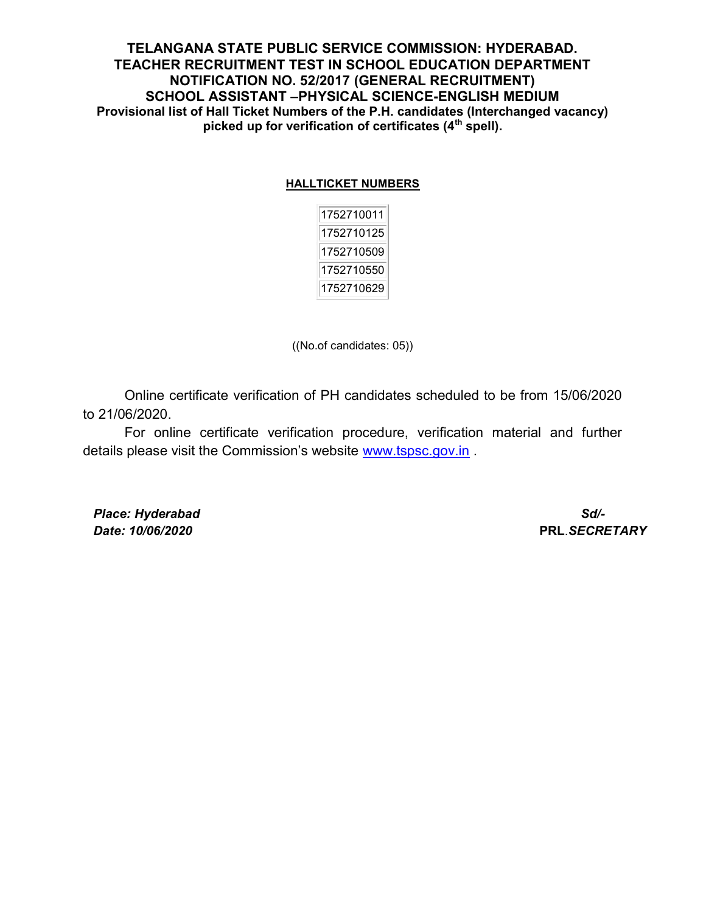**TELANGANA STATE PUBLIC SERVICE COMMISSION: HYDERABAD.**
**TEACHER RECRUITMENT TEST IN SCHOOL EDUCATION DEPARTMENT**
**NOTIFICATION NO. 52/2017 (GENERAL RECRUITMENT)**
**SCHOOL ASSISTANT –PHYSICAL SCIENCE-ENGLISH MEDIUM**
**Provisional list of Hall Ticket Numbers of the P.H. candidates (Interchanged vacancy) picked up for verification of certificates (4th spell).**

**HALLTICKET NUMBERS**

| |
|---|
| 1752710011 |
| 1752710125 |
| 1752710509 |
| 1752710550 |
| 1752710629 |

((No.of candidates: 05))

Online certificate verification of PH candidates scheduled to be from 15/06/2020 to 21/06/2020.

For online certificate verification procedure, verification material and further details please visit the Commission's website www.tspsc.gov.in .

***Place: Hyderabad***
***Date: 10/06/2020***

*Sd/-*
**PRL.*SECRETARY***